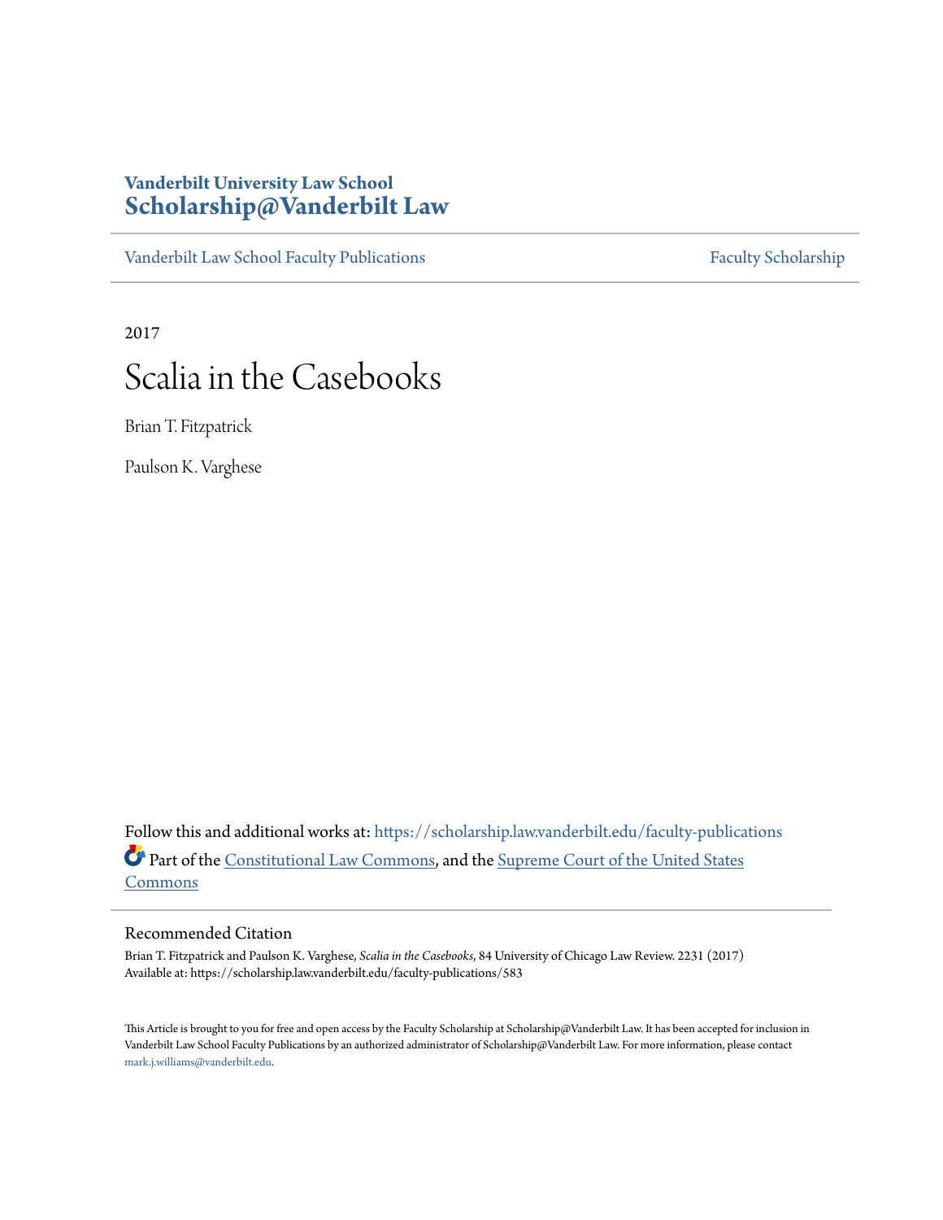**Vanderbilt University Law School**
**Scholarship@Vanderbilt Law**

Vanderbilt Law School Faculty Publications | Faculty Scholarship

2017

# Scalia in the Casebooks

Brian T. Fitzpatrick

Paulson K. Varghese

Follow this and additional works at: https://scholarship.law.vanderbilt.edu/faculty-publications

Part of the Constitutional Law Commons, and the Supreme Court of the United States Commons

## Recommended Citation

Brian T. Fitzpatrick and Paulson K. Varghese, *Scalia in the Casebooks*, 84 University of Chicago Law Review. 2231 (2017)
Available at: https://scholarship.law.vanderbilt.edu/faculty-publications/583

This Article is brought to you for free and open access by the Faculty Scholarship at Scholarship@Vanderbilt Law. It has been accepted for inclusion in Vanderbilt Law School Faculty Publications by an authorized administrator of Scholarship@Vanderbilt Law. For more information, please contact mark.j.williams@vanderbilt.edu.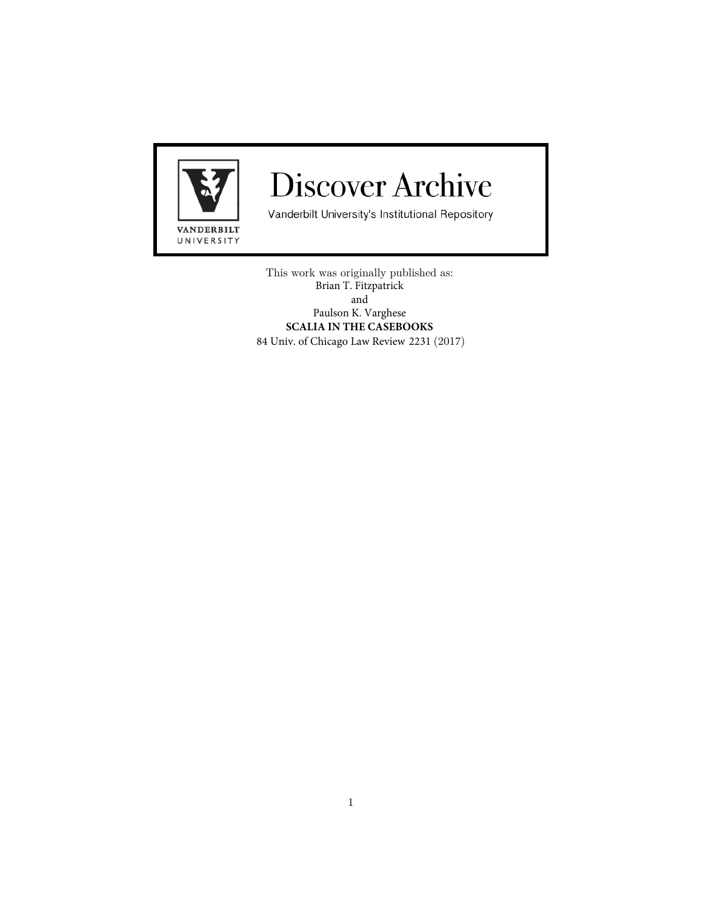# Discover Archive

Vanderbilt University's Institutional Repository

VANDERBILT UNIVERSITY

This work was originally published as:
Brian T. Fitzpatrick
and
Paulson K. Varghese
**SCALIA IN THE CASEBOOKS**
84 Univ. of Chicago Law Review 2231 (2017)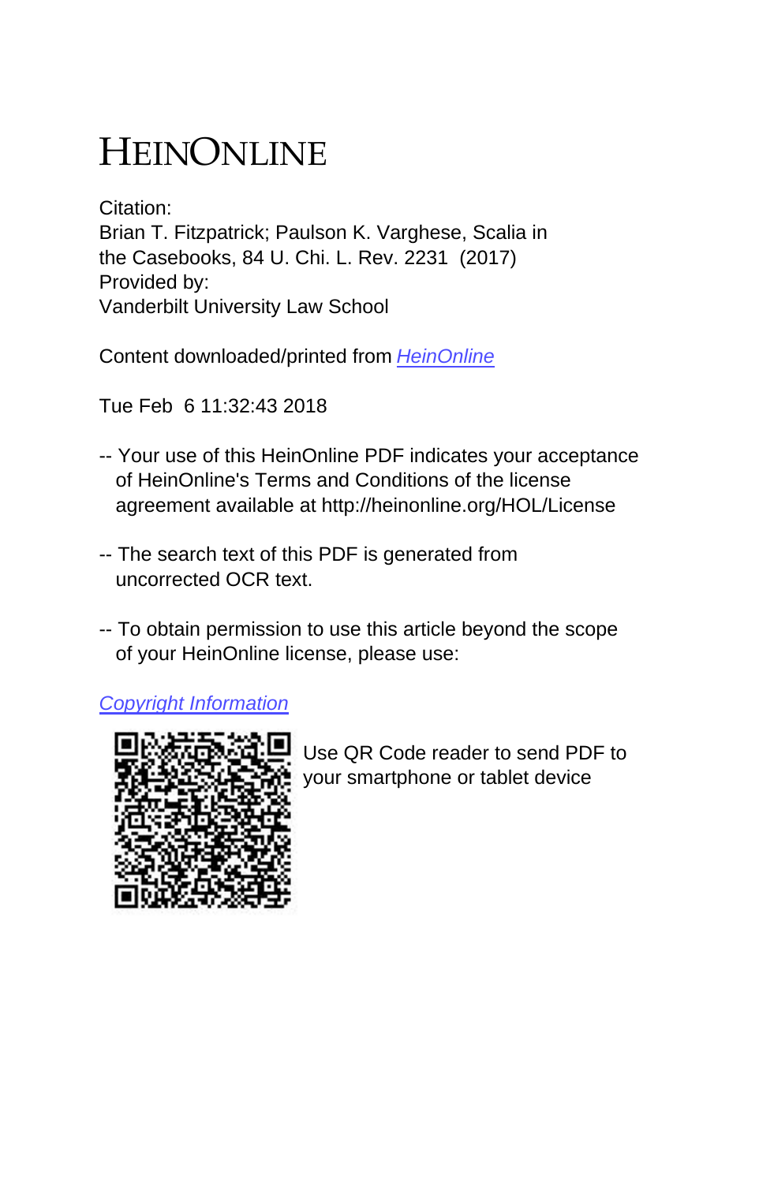# HEINONLINE

Citation:
Brian T. Fitzpatrick; Paulson K. Varghese, Scalia in the Casebooks, 84 U. Chi. L. Rev. 2231 (2017)
Provided by:
Vanderbilt University Law School

Content downloaded/printed from HeinOnline

Tue Feb 6 11:32:43 2018

-- Your use of this HeinOnline PDF indicates your acceptance of HeinOnline's Terms and Conditions of the license agreement available at http://heinonline.org/HOL/License

-- The search text of this PDF is generated from uncorrected OCR text.

-- To obtain permission to use this article beyond the scope of your HeinOnline license, please use:

Copyright Information

Use QR Code reader to send PDF to your smartphone or tablet device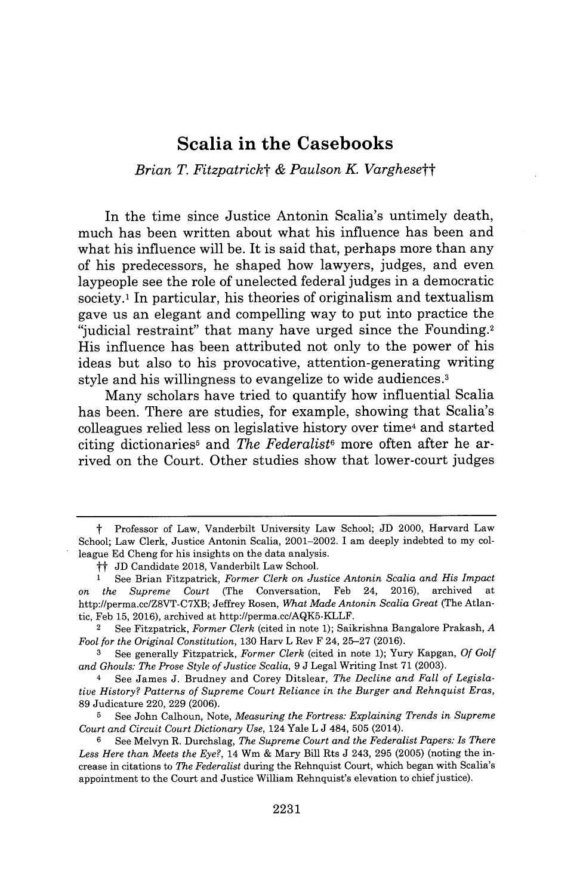# Scalia in the Casebooks

*Brian T. Fitzpatrick*† *& Paulson K. Varghese*††

In the time since Justice Antonin Scalia's untimely death, much has been written about what his influence has been and what his influence will be. It is said that, perhaps more than any of his predecessors, he shaped how lawyers, judges, and even laypeople see the role of unelected federal judges in a democratic society.[1] In particular, his theories of originalism and textualism gave us an elegant and compelling way to put into practice the "judicial restraint" that many have urged since the Founding.[2] His influence has been attributed not only to the power of his ideas but also to his provocative, attention-generating writing style and his willingness to evangelize to wide audiences.[3]

Many scholars have tried to quantify how influential Scalia has been. There are studies, for example, showing that Scalia's colleagues relied less on legislative history over time[4] and started citing dictionaries[5] and *The Federalist*[6] more often after he arrived on the Court. Other studies show that lower-court judges

---

† Professor of Law, Vanderbilt University Law School; JD 2000, Harvard Law School; Law Clerk, Justice Antonin Scalia, 2001–2002. I am deeply indebted to my colleague Ed Cheng for his insights on the data analysis.

†† JD Candidate 2018, Vanderbilt Law School.

1 See Brian Fitzpatrick, *Former Clerk on Justice Antonin Scalia and His Impact on the Supreme Court* (The Conversation, Feb 24, 2016), archived at http://perma.cc/Z8VT-C7XB; Jeffrey Rosen, *What Made Antonin Scalia Great* (The Atlantic, Feb 15, 2016), archived at http://perma.cc/AQK5-KLLF.

2 See Fitzpatrick, *Former Clerk* (cited in note 1); Saikrishna Bangalore Prakash, *A Fool for the Original Constitution*, 130 Harv L Rev F 24, 25–27 (2016).

3 See generally Fitzpatrick, *Former Clerk* (cited in note 1); Yury Kapgan, *Of Golf and Ghouls: The Prose Style of Justice Scalia*, 9 J Legal Writing Inst 71 (2003).

4 See James J. Brudney and Corey Ditslear, *The Decline and Fall of Legislative History? Patterns of Supreme Court Reliance in the Burger and Rehnquist Eras*, 89 Judicature 220, 229 (2006).

5 See John Calhoun, Note, *Measuring the Fortress: Explaining Trends in Supreme Court and Circuit Court Dictionary Use*, 124 Yale L J 484, 505 (2014).

6 See Melvyn R. Durchslag, *The Supreme Court and the Federalist Papers: Is There Less Here than Meets the Eye?*, 14 Wm & Mary Bill Rts J 243, 295 (2005) (noting the increase in citations to *The Federalist* during the Rehnquist Court, which began with Scalia's appointment to the Court and Justice William Rehnquist's elevation to chief justice).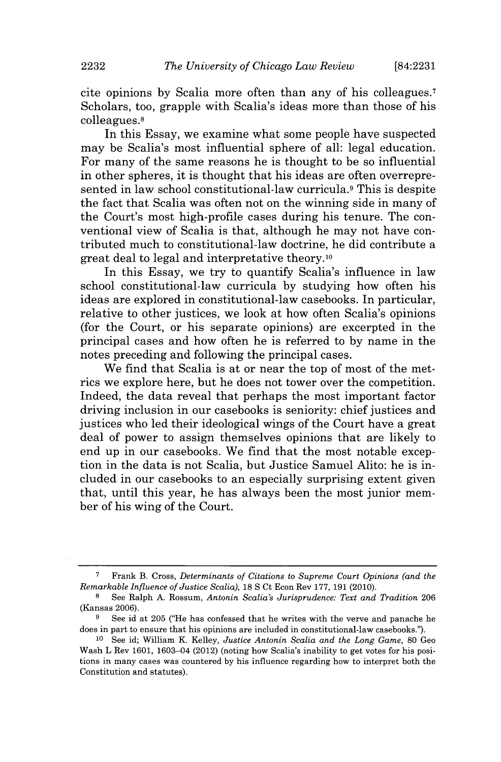cite opinions by Scalia more often than any of his colleagues.[7] Scholars, too, grapple with Scalia's ideas more than those of his colleagues.[8]

In this Essay, we examine what some people have suspected may be Scalia's most influential sphere of all: legal education. For many of the same reasons he is thought to be so influential in other spheres, it is thought that his ideas are often overrepresented in law school constitutional-law curricula.[9] This is despite the fact that Scalia was often not on the winning side in many of the Court's most high-profile cases during his tenure. The conventional view of Scalia is that, although he may not have contributed much to constitutional-law doctrine, he did contribute a great deal to legal and interpretative theory.[10]

In this Essay, we try to quantify Scalia's influence in law school constitutional-law curricula by studying how often his ideas are explored in constitutional-law casebooks. In particular, relative to other justices, we look at how often Scalia's opinions (for the Court, or his separate opinions) are excerpted in the principal cases and how often he is referred to by name in the notes preceding and following the principal cases.

We find that Scalia is at or near the top of most of the metrics we explore here, but he does not tower over the competition. Indeed, the data reveal that perhaps the most important factor driving inclusion in our casebooks is seniority: chief justices and justices who led their ideological wings of the Court have a great deal of power to assign themselves opinions that are likely to end up in our casebooks. We find that the most notable exception in the data is not Scalia, but Justice Samuel Alito: he is included in our casebooks to an especially surprising extent given that, until this year, he has always been the most junior member of his wing of the Court.

---

[7] Frank B. Cross, *Determinants of Citations to Supreme Court Opinions (and the Remarkable Influence of Justice Scalia)*, 18 S Ct Econ Rev 177, 191 (2010).

[8] See Ralph A. Rossum, *Antonin Scalia's Jurisprudence: Text and Tradition* 206 (Kansas 2006).

[9] See id at 205 ("He has confessed that he writes with the verve and panache he does in part to ensure that his opinions are included in constitutional-law casebooks.").

[10] See id; William K. Kelley, *Justice Antonin Scalia and the Long Game*, 80 Geo Wash L Rev 1601, 1603–04 (2012) (noting how Scalia's inability to get votes for his positions in many cases was countered by his influence regarding how to interpret both the Constitution and statutes).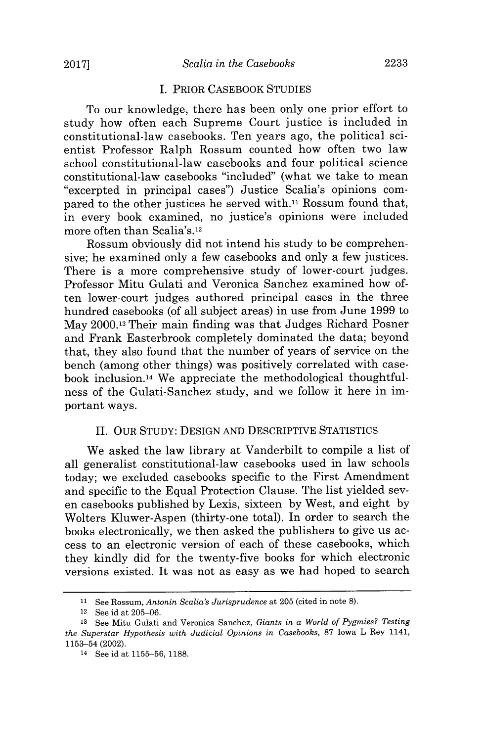## I. PRIOR CASEBOOK STUDIES

To our knowledge, there has been only one prior effort to study how often each Supreme Court justice is included in constitutional-law casebooks. Ten years ago, the political scientist Professor Ralph Rossum counted how often two law school constitutional-law casebooks and four political science constitutional-law casebooks "included" (what we take to mean "excerpted in principal cases") Justice Scalia's opinions compared to the other justices he served with.[11] Rossum found that, in every book examined, no justice's opinions were included more often than Scalia's.[12]

Rossum obviously did not intend his study to be comprehensive; he examined only a few casebooks and only a few justices. There is a more comprehensive study of lower-court judges. Professor Mitu Gulati and Veronica Sanchez examined how often lower-court judges authored principal cases in the three hundred casebooks (of all subject areas) in use from June 1999 to May 2000.[13] Their main finding was that Judges Richard Posner and Frank Easterbrook completely dominated the data; beyond that, they also found that the number of years of service on the bench (among other things) was positively correlated with casebook inclusion.[14] We appreciate the methodological thoughtfulness of the Gulati-Sanchez study, and we follow it here in important ways.

## II. OUR STUDY: DESIGN AND DESCRIPTIVE STATISTICS

We asked the law library at Vanderbilt to compile a list of all generalist constitutional-law casebooks used in law schools today; we excluded casebooks specific to the First Amendment and specific to the Equal Protection Clause. The list yielded seven casebooks published by Lexis, sixteen by West, and eight by Wolters Kluwer-Aspen (thirty-one total). In order to search the books electronically, we then asked the publishers to give us access to an electronic version of each of these casebooks, which they kindly did for the twenty-five books for which electronic versions existed. It was not as easy as we had hoped to search

---

[11] See Rossum, *Antonin Scalia's Jurisprudence* at 205 (cited in note 8).

[12] See id at 205–06.

[13] See Mitu Gulati and Veronica Sanchez, *Giants in a World of Pygmies? Testing the Superstar Hypothesis with Judicial Opinions in Casebooks*, 87 Iowa L Rev 1141, 1153–54 (2002).

[14] See id at 1155–56, 1188.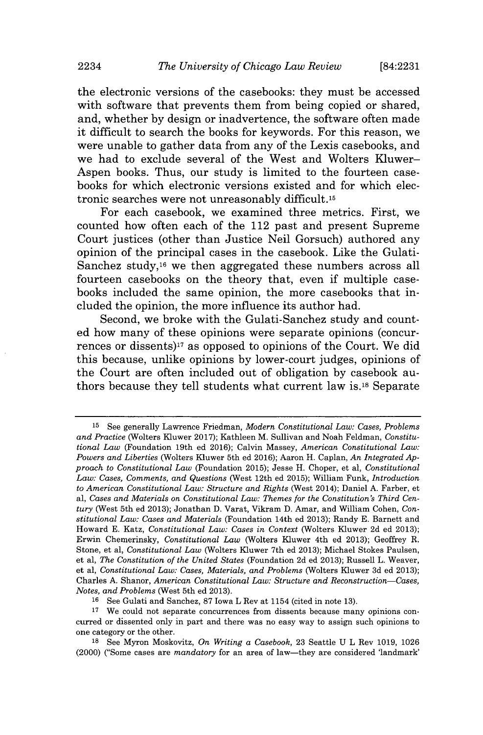the electronic versions of the casebooks: they must be accessed with software that prevents them from being copied or shared, and, whether by design or inadvertence, the software often made it difficult to search the books for keywords. For this reason, we were unable to gather data from any of the Lexis casebooks, and we had to exclude several of the West and Wolters Kluwer–Aspen books. Thus, our study is limited to the fourteen casebooks for which electronic versions existed and for which electronic searches were not unreasonably difficult.[15]

For each casebook, we examined three metrics. First, we counted how often each of the 112 past and present Supreme Court justices (other than Justice Neil Gorsuch) authored any opinion of the principal cases in the casebook. Like the Gulati-Sanchez study,[16] we then aggregated these numbers across all fourteen casebooks on the theory that, even if multiple casebooks included the same opinion, the more casebooks that included the opinion, the more influence its author had.

Second, we broke with the Gulati-Sanchez study and counted how many of these opinions were separate opinions (concurrences or dissents)[17] as opposed to opinions of the Court. We did this because, unlike opinions by lower-court judges, opinions of the Court are often included out of obligation by casebook authors because they tell students what current law is.[18] Separate

---

[15] See generally Lawrence Friedman, *Modern Constitutional Law: Cases, Problems and Practice* (Wolters Kluwer 2017); Kathleen M. Sullivan and Noah Feldman, *Constitutional Law* (Foundation 19th ed 2016); Calvin Massey, *American Constitutional Law: Powers and Liberties* (Wolters Kluwer 5th ed 2016); Aaron H. Caplan, *An Integrated Approach to Constitutional Law* (Foundation 2015); Jesse H. Choper, et al, *Constitutional Law: Cases, Comments, and Questions* (West 12th ed 2015); William Funk, *Introduction to American Constitutional Law: Structure and Rights* (West 2014); Daniel A. Farber, et al, *Cases and Materials on Constitutional Law: Themes for the Constitution's Third Century* (West 5th ed 2013); Jonathan D. Varat, Vikram D. Amar, and William Cohen, *Constitutional Law: Cases and Materials* (Foundation 14th ed 2013); Randy E. Barnett and Howard E. Katz, *Constitutional Law: Cases in Context* (Wolters Kluwer 2d ed 2013); Erwin Chemerinsky, *Constitutional Law* (Wolters Kluwer 4th ed 2013); Geoffrey R. Stone, et al, *Constitutional Law* (Wolters Kluwer 7th ed 2013); Michael Stokes Paulsen, et al, *The Constitution of the United States* (Foundation 2d ed 2013); Russell L. Weaver, et al, *Constitutional Law: Cases, Materials, and Problems* (Wolters Kluwer 3d ed 2013); Charles A. Shanor, *American Constitutional Law: Structure and Reconstruction—Cases, Notes, and Problems* (West 5th ed 2013).

[16] See Gulati and Sanchez, 87 Iowa L Rev at 1154 (cited in note 13).

[17] We could not separate concurrences from dissents because many opinions concurred or dissented only in part and there was no easy way to assign such opinions to one category or the other.

[18] See Myron Moskovitz, *On Writing a Casebook*, 23 Seattle U L Rev 1019, 1026 (2000) ("Some cases are *mandatory* for an area of law—they are considered 'landmark'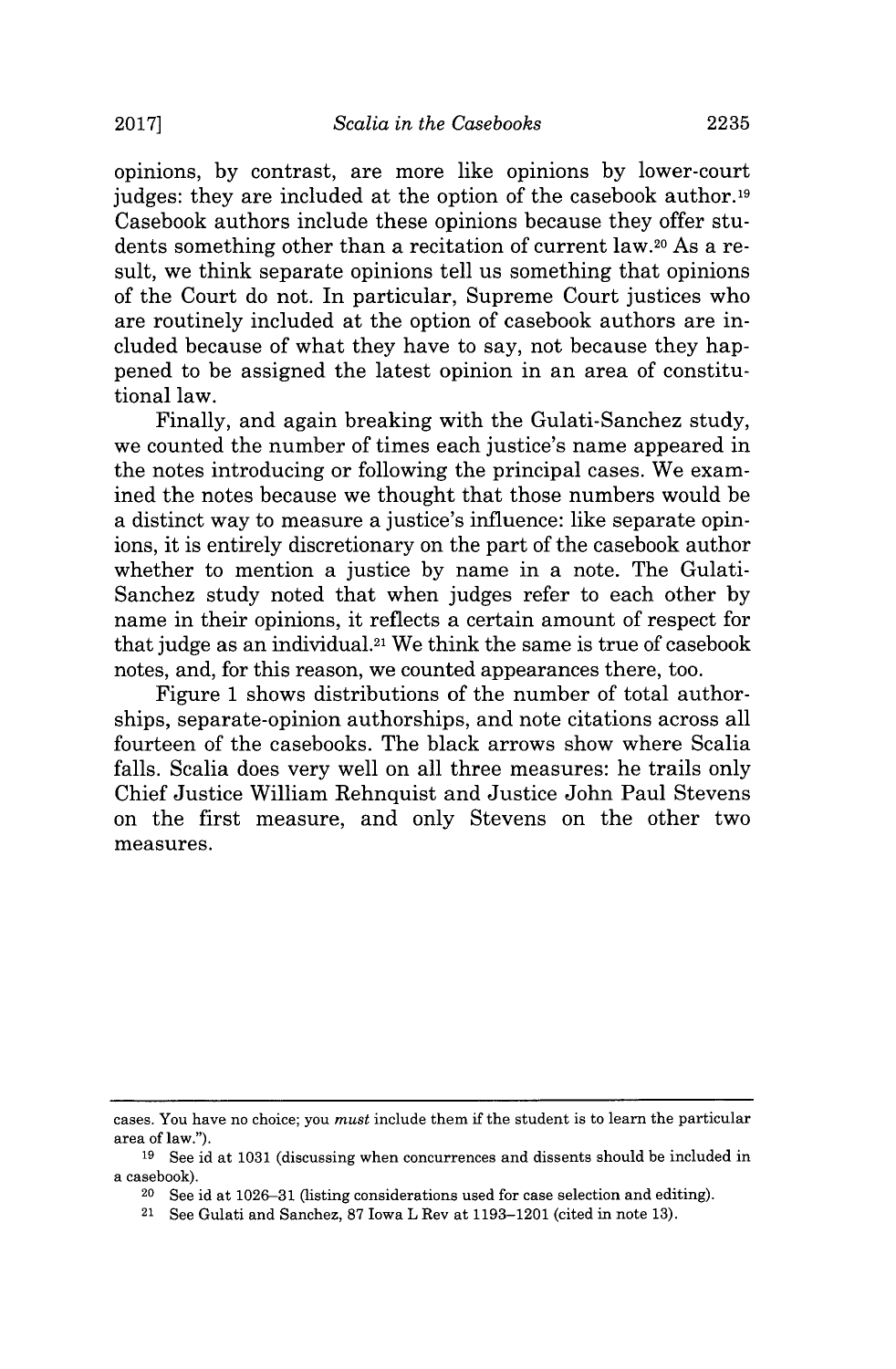opinions, by contrast, are more like opinions by lower-court judges: they are included at the option of the casebook author.[19] Casebook authors include these opinions because they offer students something other than a recitation of current law.[20] As a result, we think separate opinions tell us something that opinions of the Court do not. In particular, Supreme Court justices who are routinely included at the option of casebook authors are included because of what they have to say, not because they happened to be assigned the latest opinion in an area of constitutional law.

Finally, and again breaking with the Gulati-Sanchez study, we counted the number of times each justice's name appeared in the notes introducing or following the principal cases. We examined the notes because we thought that those numbers would be a distinct way to measure a justice's influence: like separate opinions, it is entirely discretionary on the part of the casebook author whether to mention a justice by name in a note. The Gulati-Sanchez study noted that when judges refer to each other by name in their opinions, it reflects a certain amount of respect for that judge as an individual.[21] We think the same is true of casebook notes, and, for this reason, we counted appearances there, too.

Figure 1 shows distributions of the number of total authorships, separate-opinion authorships, and note citations across all fourteen of the casebooks. The black arrows show where Scalia falls. Scalia does very well on all three measures: he trails only Chief Justice William Rehnquist and Justice John Paul Stevens on the first measure, and only Stevens on the other two measures.

---

cases. You have no choice; you *must* include them if the student is to learn the particular area of law.").

[19] See id at 1031 (discussing when concurrences and dissents should be included in a casebook).

[20] See id at 1026–31 (listing considerations used for case selection and editing).

[21] See Gulati and Sanchez, 87 Iowa L Rev at 1193–1201 (cited in note 13).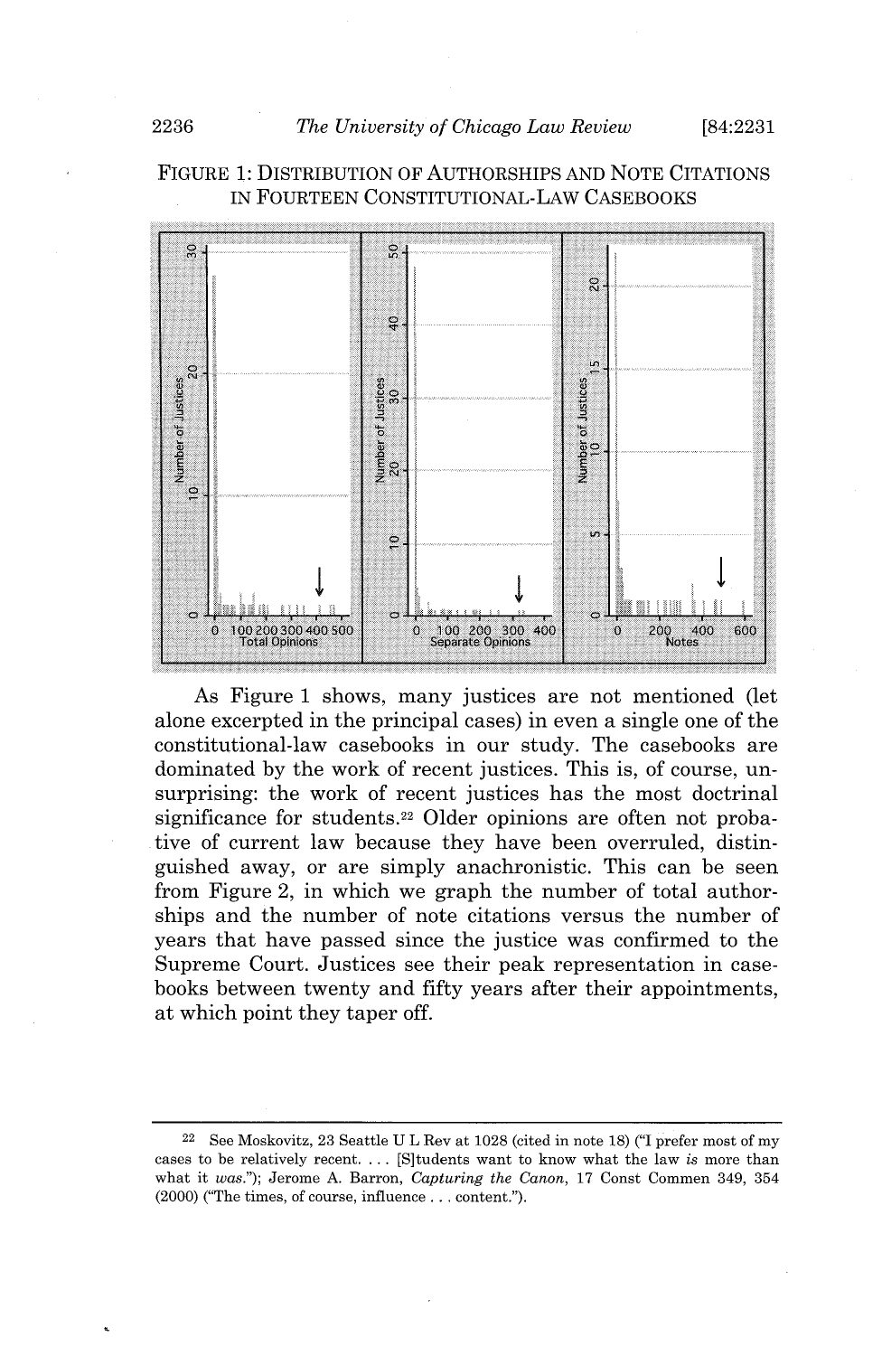FIGURE 1: DISTRIBUTION OF AUTHORSHIPS AND NOTE CITATIONS IN FOURTEEN CONSTITUTIONAL-LAW CASEBOOKS

As Figure 1 shows, many justices are not mentioned (let alone excerpted in the principal cases) in even a single one of the constitutional-law casebooks in our study. The casebooks are dominated by the work of recent justices. This is, of course, unsurprising: the work of recent justices has the most doctrinal significance for students.[22] Older opinions are often not probative of current law because they have been overruled, distinguished away, or are simply anachronistic. This can be seen from Figure 2, in which we graph the number of total authorships and the number of note citations versus the number of years that have passed since the justice was confirmed to the Supreme Court. Justices see their peak representation in casebooks between twenty and fifty years after their appointments, at which point they taper off.

---

[22] See Moskovitz, 23 Seattle U L Rev at 1028 (cited in note 18) ("I prefer most of my cases to be relatively recent. . . . [S]tudents want to know what the law *is* more than what it *was*."); Jerome A. Barron, *Capturing the Canon*, 17 Const Commen 349, 354 (2000) ("The times, of course, influence . . . content.").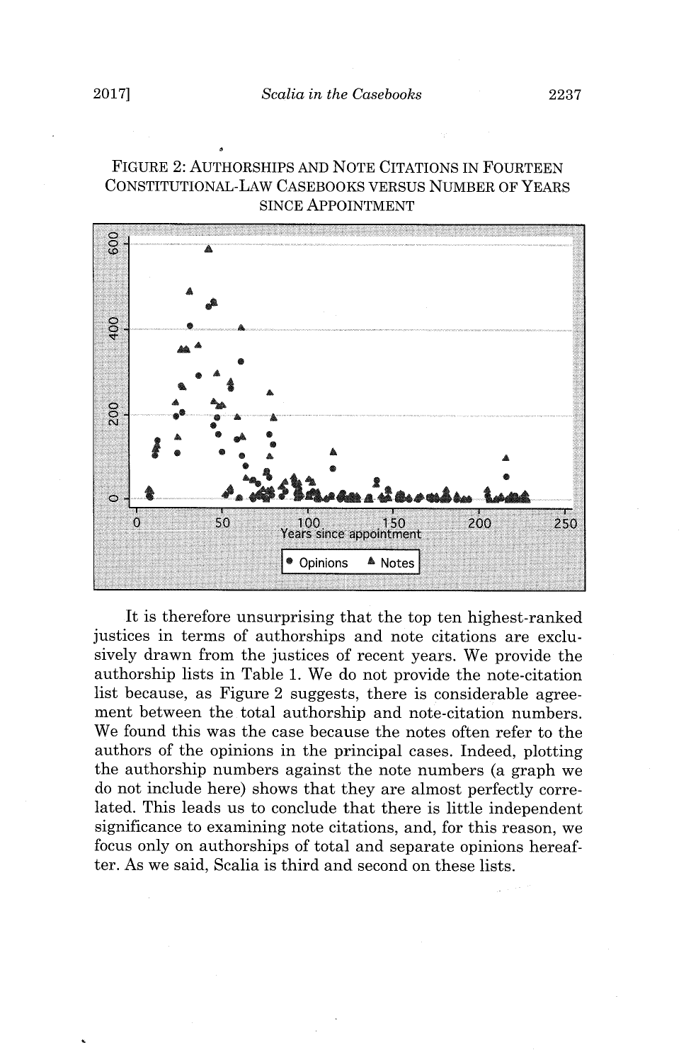FIGURE 2: AUTHORSHIPS AND NOTE CITATIONS IN FOURTEEN CONSTITUTIONAL-LAW CASEBOOKS VERSUS NUMBER OF YEARS SINCE APPOINTMENT

It is therefore unsurprising that the top ten highest-ranked justices in terms of authorships and note citations are exclusively drawn from the justices of recent years. We provide the authorship lists in Table 1. We do not provide the note-citation list because, as Figure 2 suggests, there is considerable agreement between the total authorship and note-citation numbers. We found this was the case because the notes often refer to the authors of the opinions in the principal cases. Indeed, plotting the authorship numbers against the note numbers (a graph we do not include here) shows that they are almost perfectly correlated. This leads us to conclude that there is little independent significance to examining note citations, and, for this reason, we focus only on authorships of total and separate opinions hereafter. As we said, Scalia is third and second on these lists.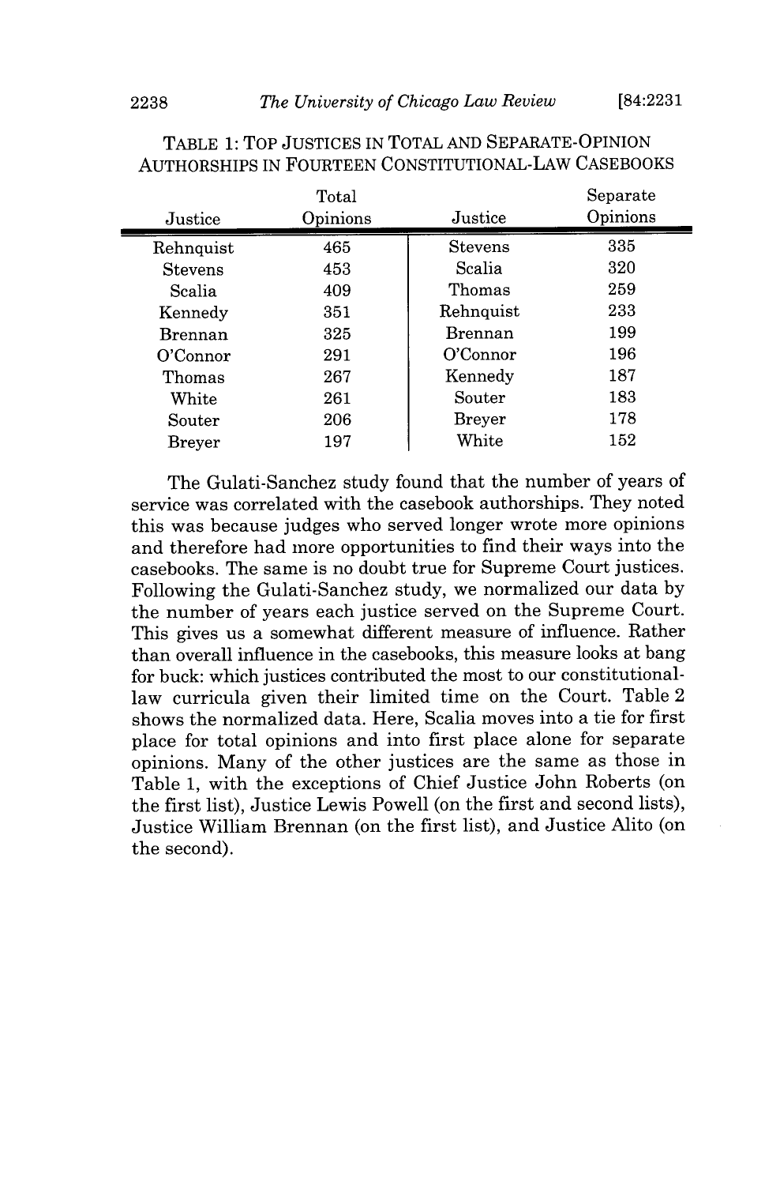TABLE 1: TOP JUSTICES IN TOTAL AND SEPARATE-OPINION AUTHORSHIPS IN FOURTEEN CONSTITUTIONAL-LAW CASEBOOKS

| Justice | Total Opinions | Justice | Separate Opinions |
|---|---|---|---|
| Rehnquist | 465 | Stevens | 335 |
| Stevens | 453 | Scalia | 320 |
| Scalia | 409 | Thomas | 259 |
| Kennedy | 351 | Rehnquist | 233 |
| Brennan | 325 | Brennan | 199 |
| O'Connor | 291 | O'Connor | 196 |
| Thomas | 267 | Kennedy | 187 |
| White | 261 | Souter | 183 |
| Souter | 206 | Breyer | 178 |
| Breyer | 197 | White | 152 |

The Gulati-Sanchez study found that the number of years of service was correlated with the casebook authorships. They noted this was because judges who served longer wrote more opinions and therefore had more opportunities to find their ways into the casebooks. The same is no doubt true for Supreme Court justices. Following the Gulati-Sanchez study, we normalized our data by the number of years each justice served on the Supreme Court. This gives us a somewhat different measure of influence. Rather than overall influence in the casebooks, this measure looks at bang for buck: which justices contributed the most to our constitutional-law curricula given their limited time on the Court. Table 2 shows the normalized data. Here, Scalia moves into a tie for first place for total opinions and into first place alone for separate opinions. Many of the other justices are the same as those in Table 1, with the exceptions of Chief Justice John Roberts (on the first list), Justice Lewis Powell (on the first and second lists), Justice William Brennan (on the first list), and Justice Alito (on the second).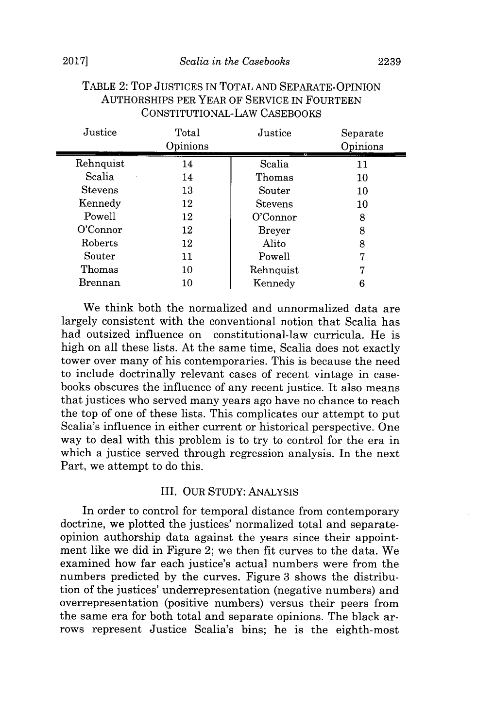TABLE 2: TOP JUSTICES IN TOTAL AND SEPARATE-OPINION AUTHORSHIPS PER YEAR OF SERVICE IN FOURTEEN CONSTITUTIONAL-LAW CASEBOOKS

| Justice | Total Opinions | Justice | Separate Opinions |
|---|---|---|---|
| Rehnquist | 14 | Scalia | 11 |
| Scalia | 14 | Thomas | 10 |
| Stevens | 13 | Souter | 10 |
| Kennedy | 12 | Stevens | 10 |
| Powell | 12 | O'Connor | 8 |
| O'Connor | 12 | Breyer | 8 |
| Roberts | 12 | Alito | 8 |
| Souter | 11 | Powell | 7 |
| Thomas | 10 | Rehnquist | 7 |
| Brennan | 10 | Kennedy | 6 |

We think both the normalized and unnormalized data are largely consistent with the conventional notion that Scalia has had outsized influence on constitutional-law curricula. He is high on all these lists. At the same time, Scalia does not exactly tower over many of his contemporaries. This is because the need to include doctrinally relevant cases of recent vintage in casebooks obscures the influence of any recent justice. It also means that justices who served many years ago have no chance to reach the top of one of these lists. This complicates our attempt to put Scalia's influence in either current or historical perspective. One way to deal with this problem is to try to control for the era in which a justice served through regression analysis. In the next Part, we attempt to do this.

## III. OUR STUDY: ANALYSIS

In order to control for temporal distance from contemporary doctrine, we plotted the justices' normalized total and separate-opinion authorship data against the years since their appointment like we did in Figure 2; we then fit curves to the data. We examined how far each justice's actual numbers were from the numbers predicted by the curves. Figure 3 shows the distribution of the justices' underrepresentation (negative numbers) and overrepresentation (positive numbers) versus their peers from the same era for both total and separate opinions. The black arrows represent Justice Scalia's bins; he is the eighth-most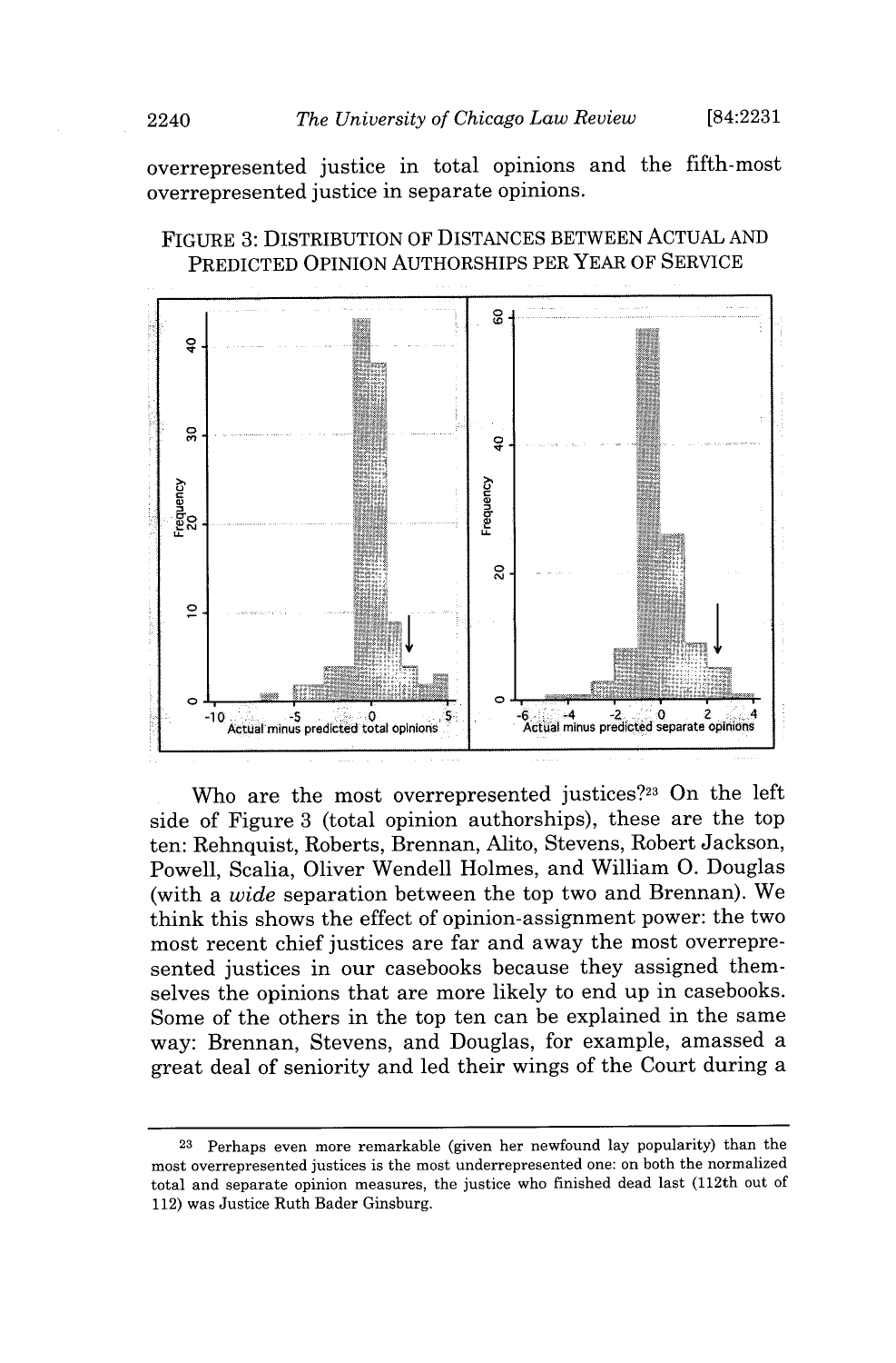overrepresented justice in total opinions and the fifth-most overrepresented justice in separate opinions.

FIGURE 3: DISTRIBUTION OF DISTANCES BETWEEN ACTUAL AND PREDICTED OPINION AUTHORSHIPS PER YEAR OF SERVICE

Who are the most overrepresented justices?[23] On the left side of Figure 3 (total opinion authorships), these are the top ten: Rehnquist, Roberts, Brennan, Alito, Stevens, Robert Jackson, Powell, Scalia, Oliver Wendell Holmes, and William O. Douglas (with a *wide* separation between the top two and Brennan). We think this shows the effect of opinion-assignment power: the two most recent chief justices are far and away the most overrepresented justices in our casebooks because they assigned themselves the opinions that are more likely to end up in casebooks. Some of the others in the top ten can be explained in the same way: Brennan, Stevens, and Douglas, for example, amassed a great deal of seniority and led their wings of the Court during a

---

[23] Perhaps even more remarkable (given her newfound lay popularity) than the most overrepresented justices is the most underrepresented one: on both the normalized total and separate opinion measures, the justice who finished dead last (112th out of 112) was Justice Ruth Bader Ginsburg.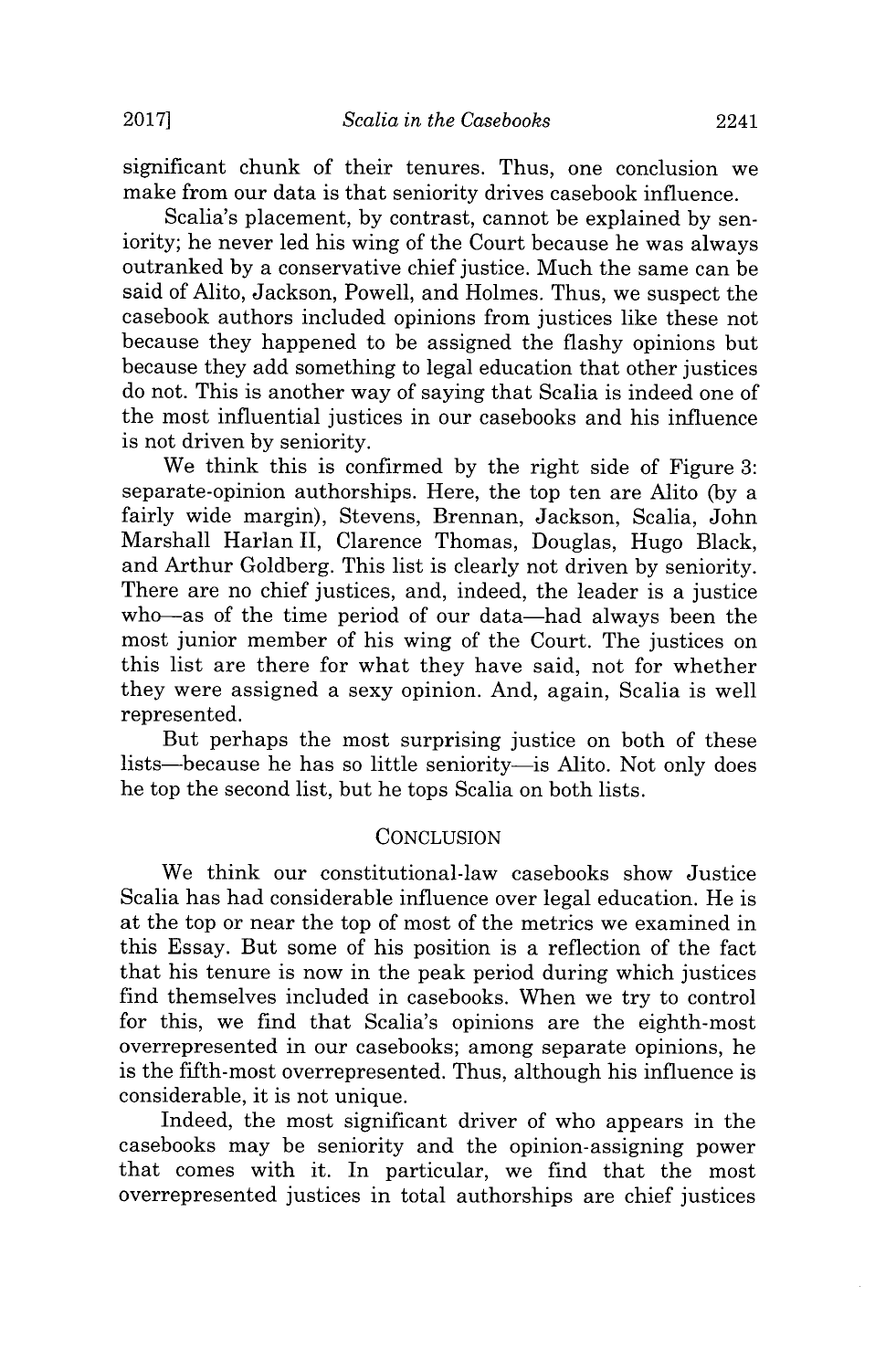significant chunk of their tenures. Thus, one conclusion we make from our data is that seniority drives casebook influence.

Scalia's placement, by contrast, cannot be explained by seniority; he never led his wing of the Court because he was always outranked by a conservative chief justice. Much the same can be said of Alito, Jackson, Powell, and Holmes. Thus, we suspect the casebook authors included opinions from justices like these not because they happened to be assigned the flashy opinions but because they add something to legal education that other justices do not. This is another way of saying that Scalia is indeed one of the most influential justices in our casebooks and his influence is not driven by seniority.

We think this is confirmed by the right side of Figure 3: separate-opinion authorships. Here, the top ten are Alito (by a fairly wide margin), Stevens, Brennan, Jackson, Scalia, John Marshall Harlan II, Clarence Thomas, Douglas, Hugo Black, and Arthur Goldberg. This list is clearly not driven by seniority. There are no chief justices, and, indeed, the leader is a justice who—as of the time period of our data—had always been the most junior member of his wing of the Court. The justices on this list are there for what they have said, not for whether they were assigned a sexy opinion. And, again, Scalia is well represented.

But perhaps the most surprising justice on both of these lists—because he has so little seniority—is Alito. Not only does he top the second list, but he tops Scalia on both lists.

## CONCLUSION

We think our constitutional-law casebooks show Justice Scalia has had considerable influence over legal education. He is at the top or near the top of most of the metrics we examined in this Essay. But some of his position is a reflection of the fact that his tenure is now in the peak period during which justices find themselves included in casebooks. When we try to control for this, we find that Scalia's opinions are the eighth-most overrepresented in our casebooks; among separate opinions, he is the fifth-most overrepresented. Thus, although his influence is considerable, it is not unique.

Indeed, the most significant driver of who appears in the casebooks may be seniority and the opinion-assigning power that comes with it. In particular, we find that the most overrepresented justices in total authorships are chief justices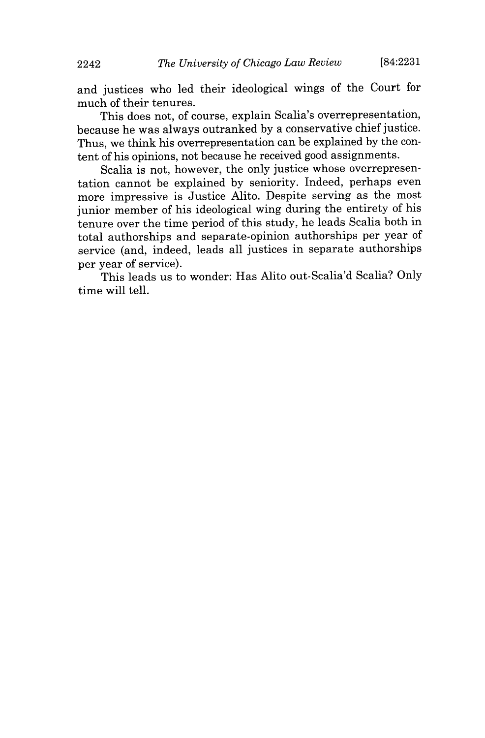and justices who led their ideological wings of the Court for much of their tenures.

This does not, of course, explain Scalia's overrepresentation, because he was always outranked by a conservative chief justice. Thus, we think his overrepresentation can be explained by the content of his opinions, not because he received good assignments.

Scalia is not, however, the only justice whose overrepresentation cannot be explained by seniority. Indeed, perhaps even more impressive is Justice Alito. Despite serving as the most junior member of his ideological wing during the entirety of his tenure over the time period of this study, he leads Scalia both in total authorships and separate-opinion authorships per year of service (and, indeed, leads all justices in separate authorships per year of service).

This leads us to wonder: Has Alito out-Scalia'd Scalia? Only time will tell.